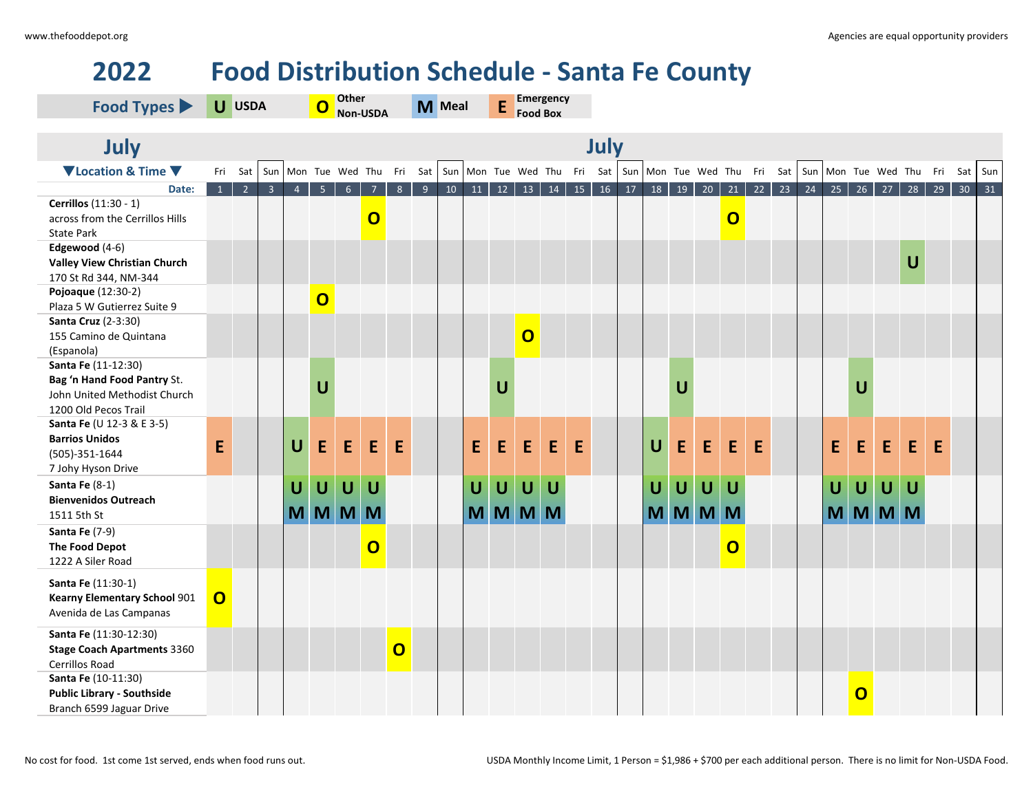www.thefooddepot.org

Agencies are equal opportunity providers

# 2022 Food Distribution Schedule - Santa Fe County

**Food Types ▶** U USDA | O Other Non-USDA | M Meal | E Emergency Food Box

## July

| ▼Location & Time ▼ | Fri | Sat | Sun | Mon | Tue | Wed | Thu | Fri | Sat | Sun | Mon | Tue | Wed | Thu | Fri | Sat | Sun | Mon | Tue | Wed | Thu | Fri | Sat | Sun | Mon | Tue | Wed | Thu | Fri | Sat | Sun |
|---|---|---|---|---|---|---|---|---|---|---|---|---|---|---|---|---|---|---|---|---|---|---|---|---|---|---|---|---|---|---|---|
| Date: | 1 | 2 | 3 | 4 | 5 | 6 | 7 | 8 | 9 | 10 | 11 | 12 | 13 | 14 | 15 | 16 | 17 | 18 | 19 | 20 | 21 | 22 | 23 | 24 | 25 | 26 | 27 | 28 | 29 | 30 | 31 |
| **Cerrillos** (11:30 - 1) across from the Cerrillos Hills State Park | | | | | | | O | | | | | | | | | | | | | | O | | | | | | | | | | |
| **Edgewood** (4-6) **Valley View Christian Church** 170 St Rd 344, NM-344 | | | | | | | | | | | | | | | | | | | | | | | | | | | | U | | | |
| **Pojoaque** (12:30-2) Plaza 5 W Gutierrez Suite 9 | | | | | O | | | | | | | | | | | | | | | | | | | | | | | | | | |
| **Santa Cruz** (2-3:30) 155 Camino de Quintana (Espanola) | | | | | | | | | | | | | O | | | | | | | | | | | | | | | | | | |
| **Santa Fe** (11-12:30) **Bag 'n Hand Food Pantry** St. John United Methodist Church 1200 Old Pecos Trail | | | | | U | | | | | | | U | | | | | | | U | | | | | | | U | | | | | |
| **Santa Fe** (U 12-3 & E 3-5) **Barrios Unidos** (505)-351-1644 7 Johy Hyson Drive | E | | | U | E | E | E | E | | | E | E | E | E | E | | | U | E | E | E | E | | | E | E | E | E | E | | |
| **Santa Fe** (8-1) **Bienvenidos Outreach** 1511 5th St | | | | U M | U M | U M | U M | | | | U M | U M | U M | U M | | | | U M | U M | U M | U M | | | | U M | U M | U M | U M | | | |
| **Santa Fe** (7-9) **The Food Depot** 1222 A Siler Road | | | | | | | O | | | | | | | | | | | | | | O | | | | | | | | | | |
| **Santa Fe** (11:30-1) **Kearny Elementary School** 901 Avenida de Las Campanas | O | | | | | | | | | | | | | | | | | | | | | | | | | | | | | | |
| **Santa Fe** (11:30-12:30) **Stage Coach Apartments** 3360 Cerrillos Road | | | | | | | | O | | | | | | | | | | | | | | | | | | | | | | | |
| **Santa Fe** (10-11:30) **Public Library - Southside** Branch 6599 Jaguar Drive | | | | | | | | | | | | | | | | | | | | | | | | | | O | | | | | |

No cost for food. 1st come 1st served, ends when food runs out.

USDA Monthly Income Limit, 1 Person = $1,986 + $700 per each additional person. There is no limit for Non-USDA Food.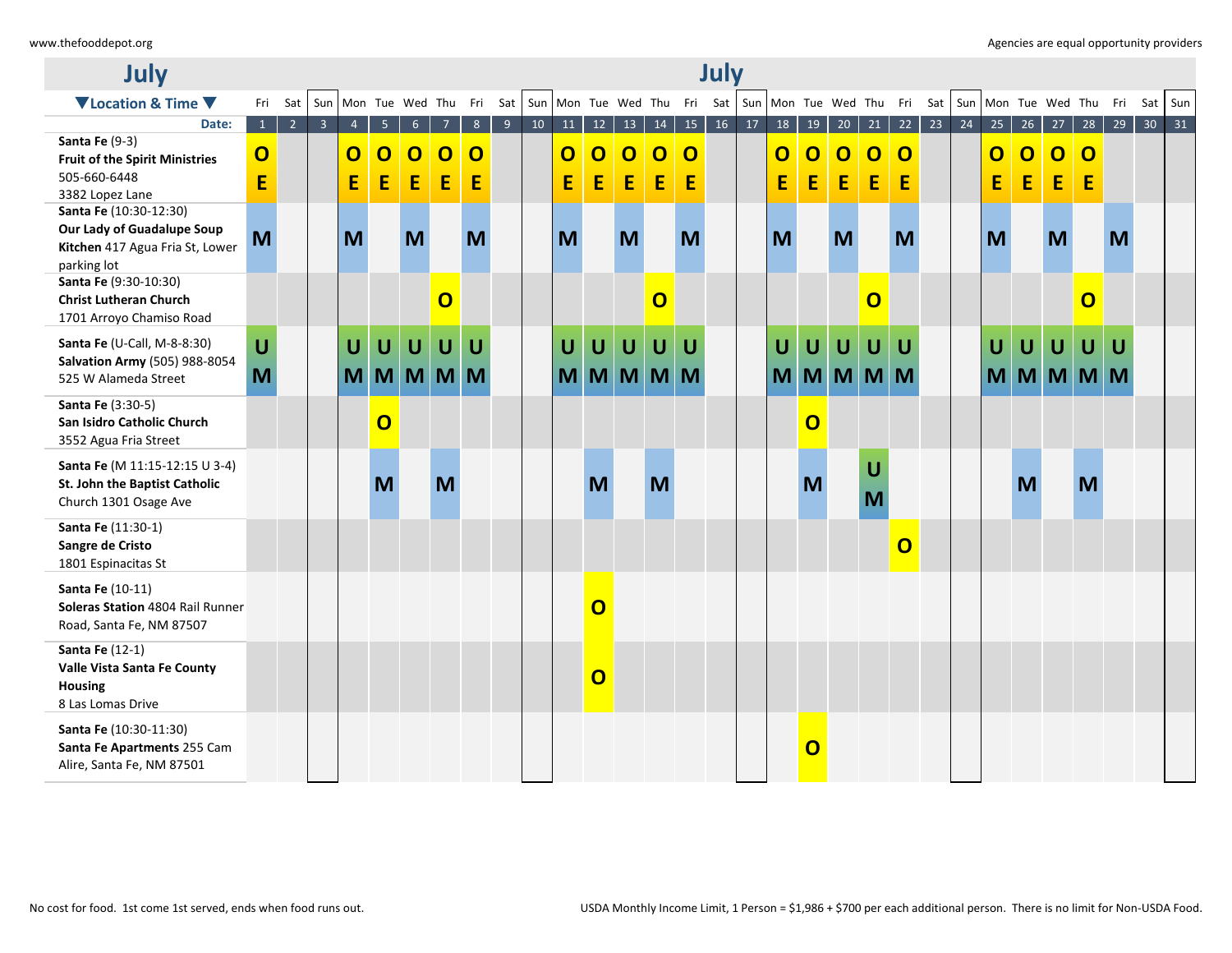# July

| ▼Location & Time▼ / Date: | Fri 1 | Sat 2 | Sun 3 | Mon 4 | Tue 5 | Wed 6 | Thu 7 | Fri 8 | Sat 9 | Sun 10 | Mon 11 | Tue 12 | Wed 13 | Thu 14 | Fri 15 | Sat 16 | Sun 17 | Mon 18 | Tue 19 | Wed 20 | Thu 21 | Fri 22 | Sat 23 | Sun 24 | Mon 25 | Tue 26 | Wed 27 | Thu 28 | Fri 29 | Sat 30 | Sun 31 |
|---|---|---|---|---|---|---|---|---|---|---|---|---|---|---|---|---|---|---|---|---|---|---|---|---|---|---|---|---|---|---|---|
| Santa Fe (9-3) **Fruit of the Spirit Ministries** 505-660-6448 3382 Lopez Lane | O E | | | O E | O E | O E | O E | O E | | | O E | O E | O E | O E | O E | | | O E | O E | O E | O E | O E | | | O E | O E | O E | O E | | | |
| Santa Fe (10:30-12:30) **Our Lady of Guadalupe Soup Kitchen** 417 Agua Fria St, Lower parking lot | M | | | M | | M | | M | | | M | | M | | M | | | M | | M | | M | | | M | | M | | M | | |
| Santa Fe (9:30-10:30) **Christ Lutheran Church** 1701 Arroyo Chamiso Road | | | | | | | O | | | | | | | O | | | | | | | O | | | | | | | O | | | |
| Santa Fe (U-Call, M-8-8:30) **Salvation Army** (505) 988-8054 525 W Alameda Street | U M | | | U M | U M | U M | U M | U M | | | U M | U M | U M | U M | U M | | | U M | U M | U M | U M | U M | | | U M | U M | U M | U M | U M | | |
| Santa Fe (3:30-5) **San Isidro Catholic Church** 3552 Agua Fria Street | | | | | O | | | | | | | | | | | | | | O | | | | | | | | | | | | |
| Santa Fe (M 11:15-12:15 U 3-4) **St. John the Baptist Catholic** Church 1301 Osage Ave | | | | | M | | M | | | | | M | | M | | | | | M | | U M | | | | | M | | M | | | |
| Santa Fe (11:30-1) **Sangre de Cristo** 1801 Espinacitas St | | | | | | | | | | | | | | | | | | | | | | O | | | | | | | | | |
| Santa Fe (10-11) **Soleras Station** 4804 Rail Runner Road, Santa Fe, NM 87507 | | | | | | | | | | | | O | | | | | | | | | | | | | | | | | | | |
| Santa Fe (12-1) **Valle Vista Santa Fe County Housing** 8 Las Lomas Drive | | | | | | | | | | | | O | | | | | | | | | | | | | | | | | | | |
| Santa Fe (10:30-11:30) **Santa Fe Apartments** 255 Cam Alire, Santa Fe, NM 87501 | | | | | | | | | | | | | | | | | | | O | | | | | | | | | | | | |

No cost for food. 1st come 1st served, ends when food runs out.

USDA Monthly Income Limit, 1 Person = $1,986 + $700 per each additional person. There is no limit for Non-USDA Food.